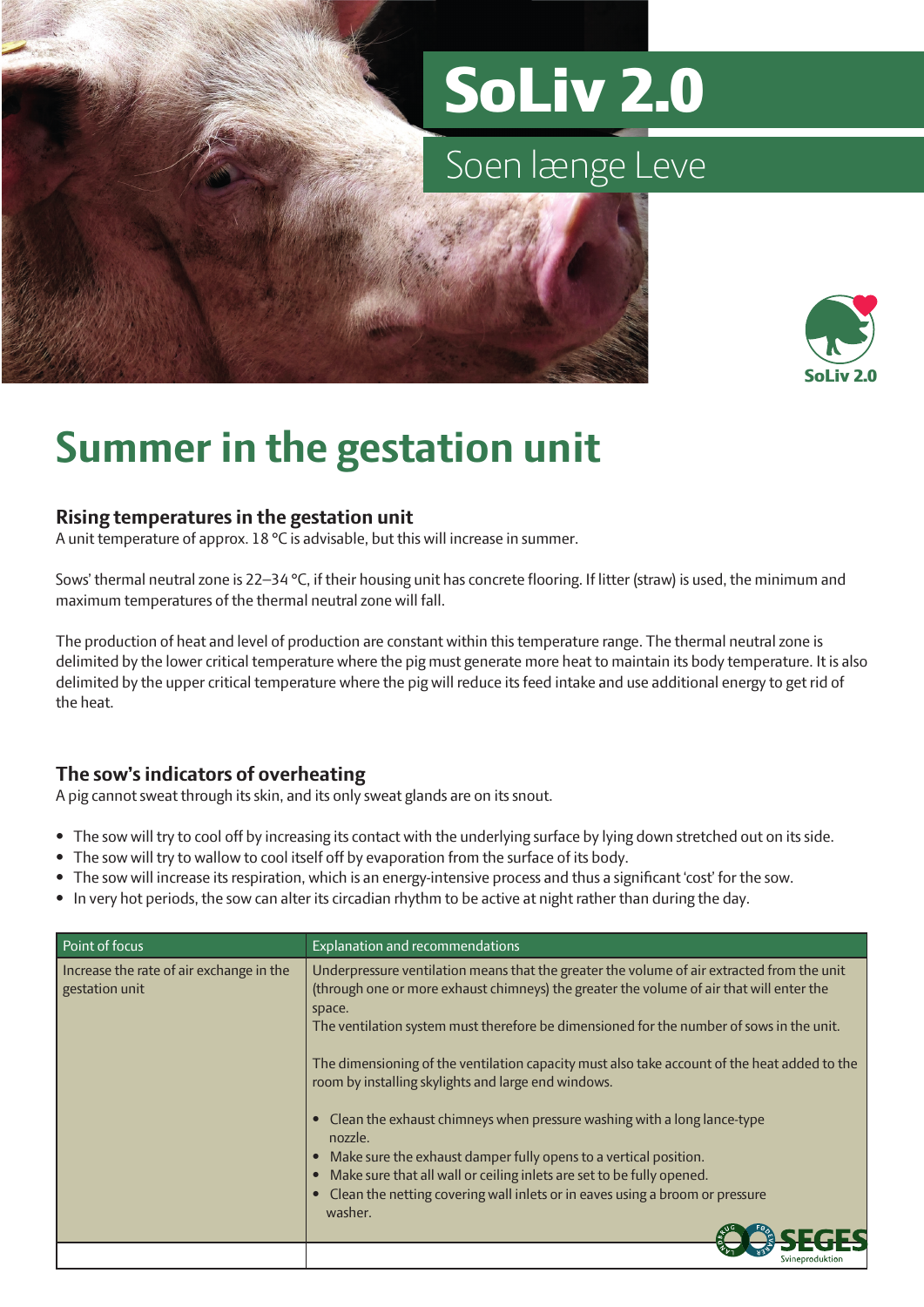# SoLiv 2.0

## Soen længe Leve

SoLiv 2.0

# Summer in the gestation unit

### Rising temperatures in the gestation unit

A unit temperature of approx. 18 °C is advisable, but this will increase in summer.

Sows' thermal neutral zone is 22–34 °C, if their housing unit has concrete flooring. If litter (straw) is used, the minimum and maximum temperatures of the thermal neutral zone will fall.

The production of heat and level of production are constant within this temperature range. The thermal neutral zone is delimited by the lower critical temperature where the pig must generate more heat to maintain its body temperature. It is also delimited by the upper critical temperature where the pig will reduce its feed intake and use additional energy to get rid of the heat.

### The sow's indicators of overheating

A pig cannot sweat through its skin, and its only sweat glands are on its snout.

- The sow will try to cool off by increasing its contact with the underlying surface by lying down stretched out on its side.
- The sow will try to wallow to cool itself off by evaporation from the surface of its body.
- The sow will increase its respiration, which is an energy-intensive process and thus a significant 'cost' for the sow.
- In very hot periods, the sow can alter its circadian rhythm to be active at night rather than during the day.

| Point of focus | Explanation and recommendations |
|---|---|
| Increase the rate of air exchange in the gestation unit | Underpressure ventilation means that the greater the volume of air extracted from the unit (through one or more exhaust chimneys) the greater the volume of air that will enter the space.<br>The ventilation system must therefore be dimensioned for the number of sows in the unit.<br><br>The dimensioning of the ventilation capacity must also take account of the heat added to the room by installing skylights and large end windows.<br><br>• Clean the exhaust chimneys when pressure washing with a long lance-type nozzle.<br>• Make sure the exhaust damper fully opens to a vertical position.<br>• Make sure that all wall or ceiling inlets are set to be fully opened.<br>• Clean the netting covering wall inlets or in eaves using a broom or pressure washer. |
| | |

SEGES Svineproduktion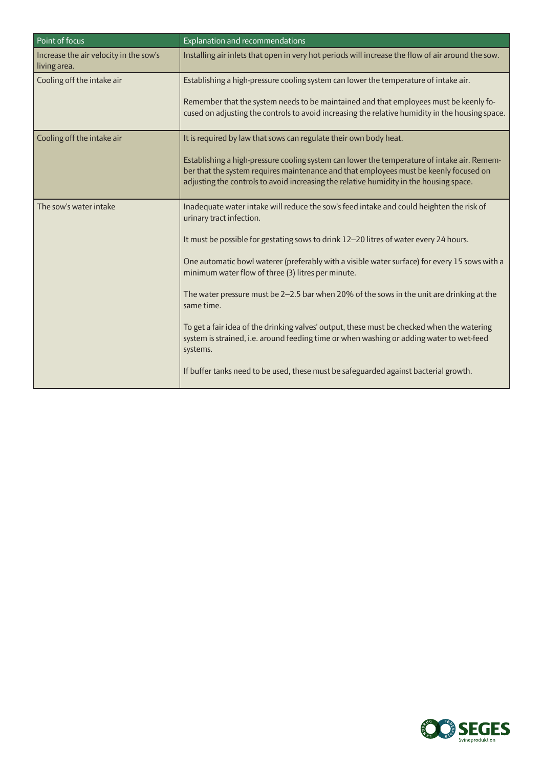| Point of focus | Explanation and recommendations |
|---|---|
| Increase the air velocity in the sow's living area. | Installing air inlets that open in very hot periods will increase the flow of air around the sow. |
| Cooling off the intake air | Establishing a high-pressure cooling system can lower the temperature of intake air.<br><br>Remember that the system needs to be maintained and that employees must be keenly focused on adjusting the controls to avoid increasing the relative humidity in the housing space. |
| Cooling off the intake air | It is required by law that sows can regulate their own body heat.<br><br>Establishing a high-pressure cooling system can lower the temperature of intake air. Remember that the system requires maintenance and that employees must be keenly focused on adjusting the controls to avoid increasing the relative humidity in the housing space. |
| The sow's water intake | Inadequate water intake will reduce the sow's feed intake and could heighten the risk of urinary tract infection.<br><br>It must be possible for gestating sows to drink 12–20 litres of water every 24 hours.<br><br>One automatic bowl waterer (preferably with a visible water surface) for every 15 sows with a minimum water flow of three (3) litres per minute.<br><br>The water pressure must be 2–2.5 bar when 20% of the sows in the unit are drinking at the same time.<br><br>To get a fair idea of the drinking valves' output, these must be checked when the watering system is strained, i.e. around feeding time or when washing or adding water to wet-feed systems.<br><br>If buffer tanks need to be used, these must be safeguarded against bacterial growth. |

SEGES Svineproduktion